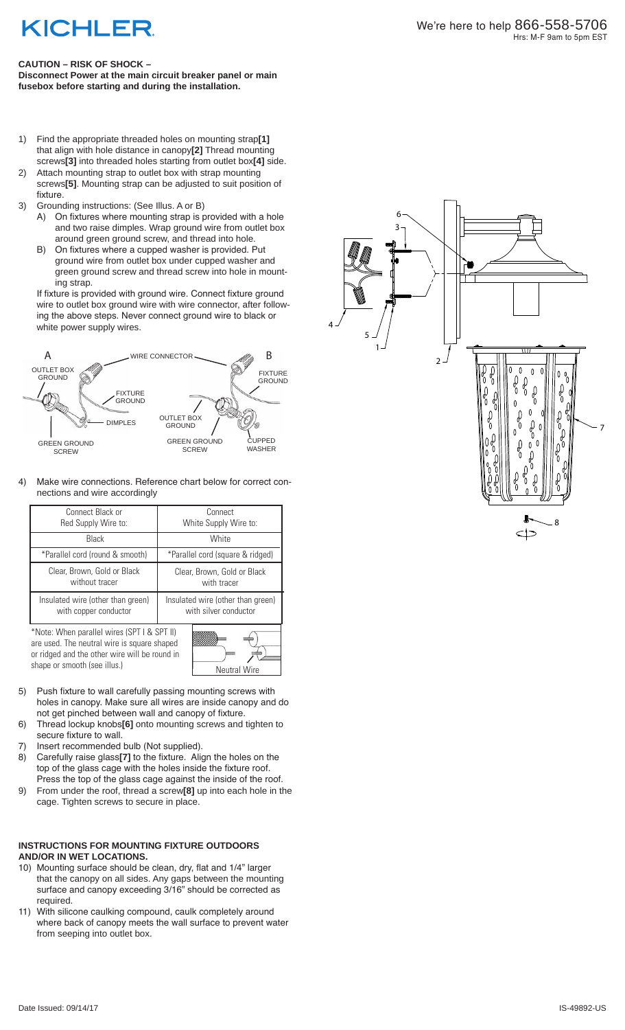# KICHLER

We're here to help 866-558-5706
Hrs: M-F 9am to 5pm EST

**CAUTION – RISK OF SHOCK –**
**Disconnect Power at the main circuit breaker panel or main fusebox before starting and during the installation.**

1) Find the appropriate threaded holes on mounting strap**[1]** that align with hole distance in canopy**[2]** Thread mounting screws**[3]** into threaded holes starting from outlet box**[4]** side.
2) Attach mounting strap to outlet box with strap mounting screws**[5]**. Mounting strap can be adjusted to suit position of fixture.
3) Grounding instructions: (See Illus. A or B)
   A) On fixtures where mounting strap is provided with a hole and two raise dimples. Wrap ground wire from outlet box around green ground screw, and thread into hole.
   B) On fixtures where a cupped washer is provided. Put ground wire from outlet box under cupped washer and green ground screw and thread screw into hole in mounting strap.

   If fixture is provided with ground wire. Connect fixture ground wire to outlet box ground wire with wire connector, after following the above steps. Never connect ground wire to black or white power supply wires.

A: OUTLET BOX GROUND, FIXTURE GROUND, DIMPLES, GREEN GROUND SCREW
WIRE CONNECTOR
B: FIXTURE GROUND, OUTLET BOX GROUND, GREEN GROUND SCREW, CUPPED WASHER

4) Make wire connections. Reference chart below for correct connections and wire accordingly

| Connect Black or Red Supply Wire to: | Connect White Supply Wire to: |
|---|---|
| Black | White |
| *Parallel cord (round & smooth) | *Parallel cord (square & ridged) |
| Clear, Brown, Gold or Black without tracer | Clear, Brown, Gold or Black with tracer |
| Insulated wire (other than green) with copper conductor | Insulated wire (other than green) with silver conductor |

*Note: When parallel wires (SPT I & SPT II) are used. The neutral wire is square shaped or ridged and the other wire will be round in shape or smooth (see illus.)

Neutral Wire

5) Push fixture to wall carefully passing mounting screws with holes in canopy. Make sure all wires are inside canopy and do not get pinched between wall and canopy of fixture.
6) Thread lockup knobs**[6]** onto mounting screws and tighten to secure fixture to wall.
7) Insert recommended bulb (Not supplied).
8) Carefully raise glass**[7]** to the fixture. Align the holes on the top of the glass cage with the holes inside the fixture roof. Press the top of the glass cage against the inside of the roof.
9) From under the roof, thread a screw**[8]** up into each hole in the cage. Tighten screws to secure in place.

**INSTRUCTIONS FOR MOUNTING FIXTURE OUTDOORS AND/OR IN WET LOCATIONS.**

10) Mounting surface should be clean, dry, flat and 1/4" larger that the canopy on all sides. Any gaps between the mounting surface and canopy exceeding 3/16" should be corrected as required.
11) With silicone caulking compound, caulk completely around where back of canopy meets the wall surface to prevent water from seeping into outlet box.

Date Issued: 09/14/17

IS-49892-US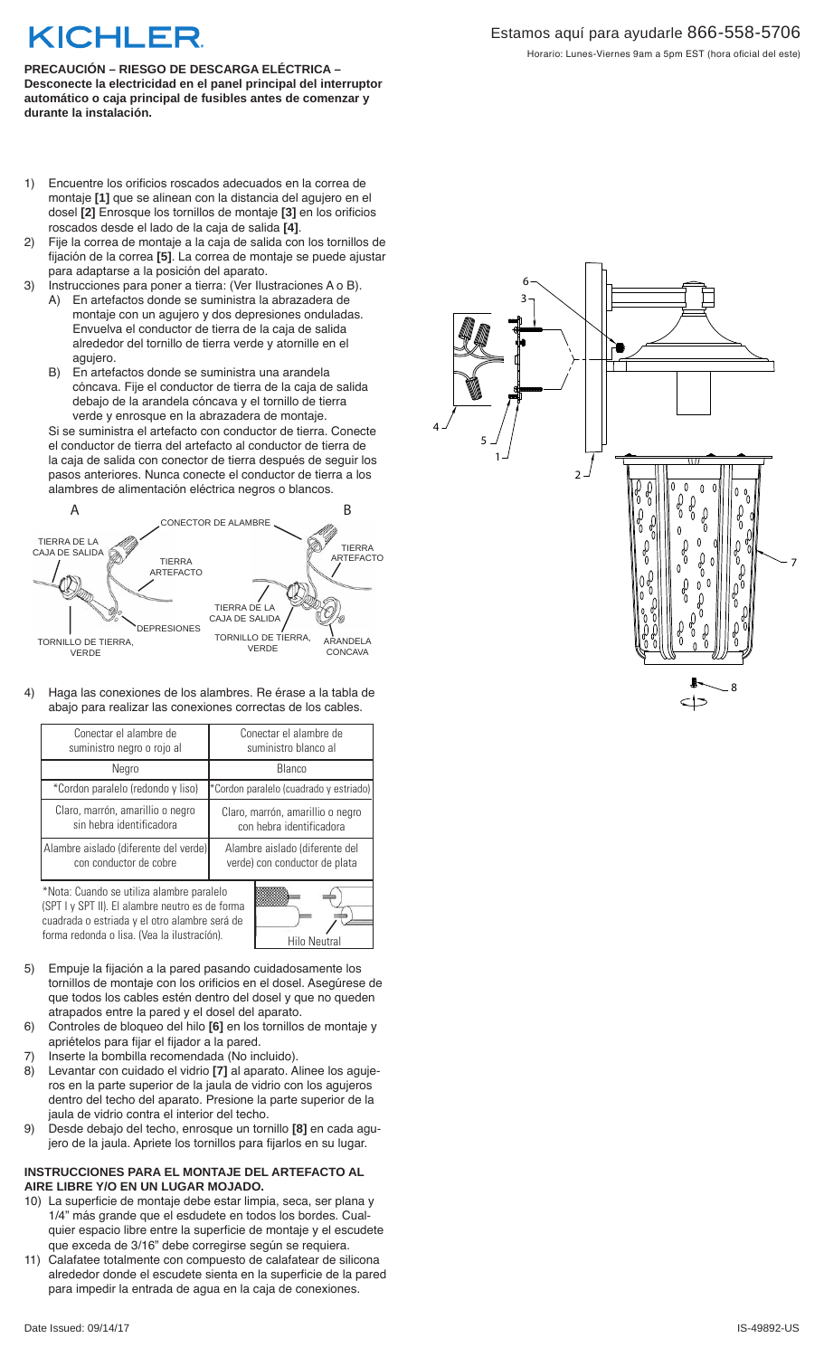# KICHLER

Estamos aquí para ayudarle 866-558-5706

Horario: Lunes-Viernes 9am a 5pm EST (hora oficial del este)

**PRECAUCIÓN – RIESGO DE DESCARGA ELÉCTRICA – Desconecte la electricidad en el panel principal del interruptor automático o caja principal de fusibles antes de comenzar y durante la instalación.**

1) Encuentre los orificios roscados adecuados en la correa de montaje **[1]** que se alinean con la distancia del agujero en el dosel **[2]** Enrosque los tornillos de montaje **[3]** en los orificios roscados desde el lado de la caja de salida **[4]**.
2) Fije la correa de montaje a la caja de salida con los tornillos de fijación de la correa **[5]**. La correa de montaje se puede ajustar para adaptarse a la posición del aparato.
3) Instrucciones para poner a tierra: (Ver Ilustraciones A o B).
   A) En artefactos donde se suministra la abrazadera de montaje con un agujero y dos depresiones onduladas. Envuelva el conductor de tierra de la caja de salida alrededor del tornillo de tierra verde y atornille en el agujero.
   B) En artefactos donde se suministra una arandela cóncava. Fije el conductor de tierra de la caja de salida debajo de la arandela cóncava y el tornillo de tierra verde y enrosque en la abrazadera de montaje.

   Si se suministra el artefacto con conductor de tierra. Conecte el conductor de tierra del artefacto al conductor de tierra de la caja de salida con conector de tierra después de seguir los pasos anteriores. Nunca conecte el conductor de tierra a los alambres de alimentación eléctrica negros o blancos.

A

B

CONECTOR DE ALAMBRE

TIERRA DE LA CAJA DE SALIDA

TIERRA ARTEFACTO

DEPRESIONES

TORNILLO DE TIERRA, VERDE

TIERRA ARTEFACTO

TIERRA DE LA CAJA DE SALIDA

TORNILLO DE TIERRA, VERDE

ARANDELA CONCAVA

4) Haga las conexiones de los alambres. Re érase a la tabla de abajo para realizar las conexiones correctas de los cables.

| Conectar el alambre de suministro negro o rojo al | Conectar el alambre de suministro blanco al |
|---|---|
| Negro | Blanco |
| *Cordon paralelo (redondo y liso) | *Cordon paralelo (cuadrado y estriado) |
| Claro, marrón, amarillio o negro sin hebra identificadora | Claro, marrón, amarillio o negro con hebra identificadora |
| Alambre aislado (diferente del verde) con conductor de cobre | Alambre aislado (diferente del verde) con conductor de plata |

*Nota: Cuando se utiliza alambre paralelo (SPT I y SPT II). El alambre neutro es de forma cuadrada o estriada y el otro alambre será de forma redonda o lisa. (Vea la ilustración).

Hilo Neutral

5) Empuje la fijación a la pared pasando cuidadosamente los tornillos de montaje con los orificios en el dosel. Asegúrese de que todos los cables estén dentro del dosel y que no queden atrapados entre la pared y el dosel del aparato.
6) Controles de bloqueo del hilo **[6]** en los tornillos de montaje y apriételos para fijar el fijador a la pared.
7) Inserte la bombilla recomendada (No incluido).
8) Levantar con cuidado el vidrio **[7]** al aparato. Alinee los agujeros en la parte superior de la jaula de vidrio con los agujeros dentro del techo del aparato. Presione la parte superior de la jaula de vidrio contra el interior del techo.
9) Desde debajo del techo, enrosque un tornillo **[8]** en cada agujero de la jaula. Apriete los tornillos para fijarlos en su lugar.

**INSTRUCCIONES PARA EL MONTAJE DEL ARTEFACTO AL AIRE LIBRE Y/O EN UN LUGAR MOJADO.**

10) La superficie de montaje debe estar limpia, seca, ser plana y 1/4" más grande que el esdudete en todos los bordes. Cualquier espacio libre entre la superficie de montaje y el escudete que exceda de 3/16" debe corregirse según se requiera.
11) Calafatee totalmente con compuesto de calafatear de silicona alrededor donde el escudete sienta en la superficie de la pared para impedir la entrada de agua en la caja de conexiones.

Date Issued: 09/14/17

IS-49892-US